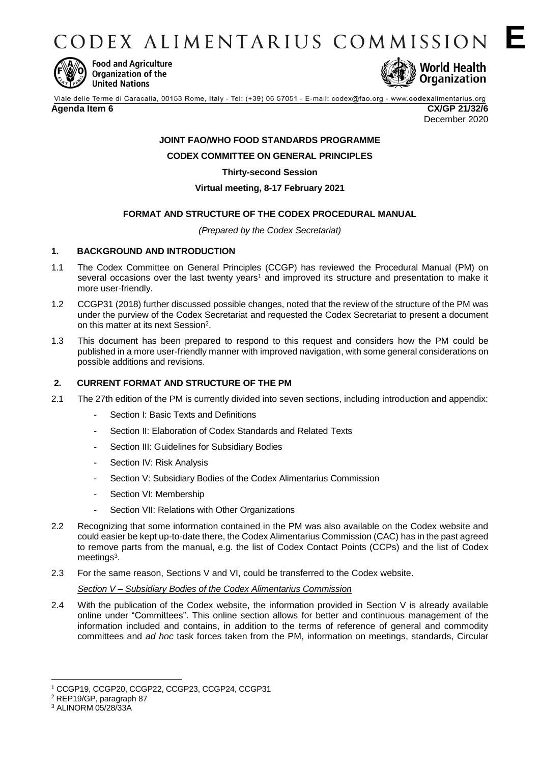CODEX ALIMENTARIUS COMMISSION **E**

Food and Agriculture Organization of the United Nations

World Health Organization

Viale delle Terme di Caracalla, 00153 Rome, Italy - Tel: (+39) 06 57051 - E-mail: codex@fao.org - www.codexalimentarius.org

**Agenda Item 6** **CX/GP 21/32/6**

December 2020

**JOINT FAO/WHO FOOD STANDARDS PROGRAMME**

**CODEX COMMITTEE ON GENERAL PRINCIPLES**

**Thirty-second Session**

**Virtual meeting, 8-17 February 2021**

**FORMAT AND STRUCTURE OF THE CODEX PROCEDURAL MANUAL**

*(Prepared by the Codex Secretariat)*

## 1. BACKGROUND AND INTRODUCTION

1.1 The Codex Committee on General Principles (CCGP) has reviewed the Procedural Manual (PM) on several occasions over the last twenty years[1] and improved its structure and presentation to make it more user-friendly.

1.2 CCGP31 (2018) further discussed possible changes, noted that the review of the structure of the PM was under the purview of the Codex Secretariat and requested the Codex Secretariat to present a document on this matter at its next Session[2].

1.3 This document has been prepared to respond to this request and considers how the PM could be published in a more user-friendly manner with improved navigation, with some general considerations on possible additions and revisions.

## 2. CURRENT FORMAT AND STRUCTURE OF THE PM

2.1 The 27th edition of the PM is currently divided into seven sections, including introduction and appendix:

- Section I: Basic Texts and Definitions
- Section II: Elaboration of Codex Standards and Related Texts
- Section III: Guidelines for Subsidiary Bodies
- Section IV: Risk Analysis
- Section V: Subsidiary Bodies of the Codex Alimentarius Commission
- Section VI: Membership
- Section VII: Relations with Other Organizations

2.2 Recognizing that some information contained in the PM was also available on the Codex website and could easier be kept up-to-date there, the Codex Alimentarius Commission (CAC) has in the past agreed to remove parts from the manual, e.g. the list of Codex Contact Points (CCPs) and the list of Codex meetings[3].

2.3 For the same reason, Sections V and VI, could be transferred to the Codex website.

*Section V – Subsidiary Bodies of the Codex Alimentarius Commission*

2.4 With the publication of the Codex website, the information provided in Section V is already available online under "Committees". This online section allows for better and continuous management of the information included and contains, in addition to the terms of reference of general and commodity committees and *ad hoc* task forces taken from the PM, information on meetings, standards, Circular

---

[1] CCGP19, CCGP20, CCGP22, CCGP23, CCGP24, CCGP31

[2] REP19/GP, paragraph 87

[3] ALINORM 05/28/33A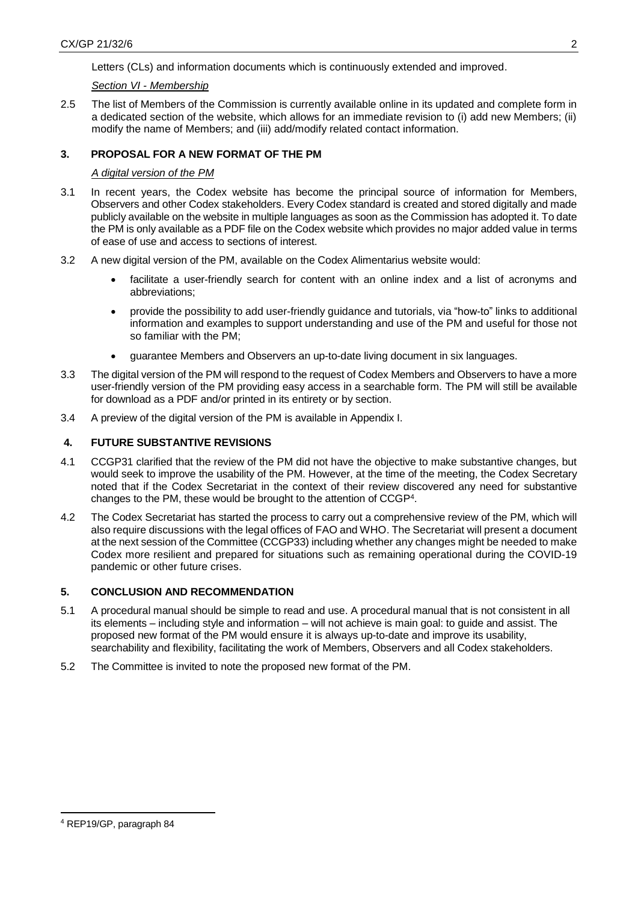Letters (CLs) and information documents which is continuously extended and improved.

*Section VI - Membership*

2.5 The list of Members of the Commission is currently available online in its updated and complete form in a dedicated section of the website, which allows for an immediate revision to (i) add new Members; (ii) modify the name of Members; and (iii) add/modify related contact information.

## 3. PROPOSAL FOR A NEW FORMAT OF THE PM

*A digital version of the PM*

3.1 In recent years, the Codex website has become the principal source of information for Members, Observers and other Codex stakeholders. Every Codex standard is created and stored digitally and made publicly available on the website in multiple languages as soon as the Commission has adopted it. To date the PM is only available as a PDF file on the Codex website which provides no major added value in terms of ease of use and access to sections of interest.

3.2 A new digital version of the PM, available on the Codex Alimentarius website would:

- facilitate a user-friendly search for content with an online index and a list of acronyms and abbreviations;
- provide the possibility to add user-friendly guidance and tutorials, via "how-to" links to additional information and examples to support understanding and use of the PM and useful for those not so familiar with the PM;
- guarantee Members and Observers an up-to-date living document in six languages.

3.3 The digital version of the PM will respond to the request of Codex Members and Observers to have a more user-friendly version of the PM providing easy access in a searchable form. The PM will still be available for download as a PDF and/or printed in its entirety or by section.

3.4 A preview of the digital version of the PM is available in Appendix I.

## 4. FUTURE SUBSTANTIVE REVISIONS

4.1 CCGP31 clarified that the review of the PM did not have the objective to make substantive changes, but would seek to improve the usability of the PM. However, at the time of the meeting, the Codex Secretary noted that if the Codex Secretariat in the context of their review discovered any need for substantive changes to the PM, these would be brought to the attention of CCGP[4].

4.2 The Codex Secretariat has started the process to carry out a comprehensive review of the PM, which will also require discussions with the legal offices of FAO and WHO. The Secretariat will present a document at the next session of the Committee (CCGP33) including whether any changes might be needed to make Codex more resilient and prepared for situations such as remaining operational during the COVID-19 pandemic or other future crises.

## 5. CONCLUSION AND RECOMMENDATION

5.1 A procedural manual should be simple to read and use. A procedural manual that is not consistent in all its elements – including style and information – will not achieve is main goal: to guide and assist. The proposed new format of the PM would ensure it is always up-to-date and improve its usability, searchability and flexibility, facilitating the work of Members, Observers and all Codex stakeholders.

5.2 The Committee is invited to note the proposed new format of the PM.

---

[4] REP19/GP, paragraph 84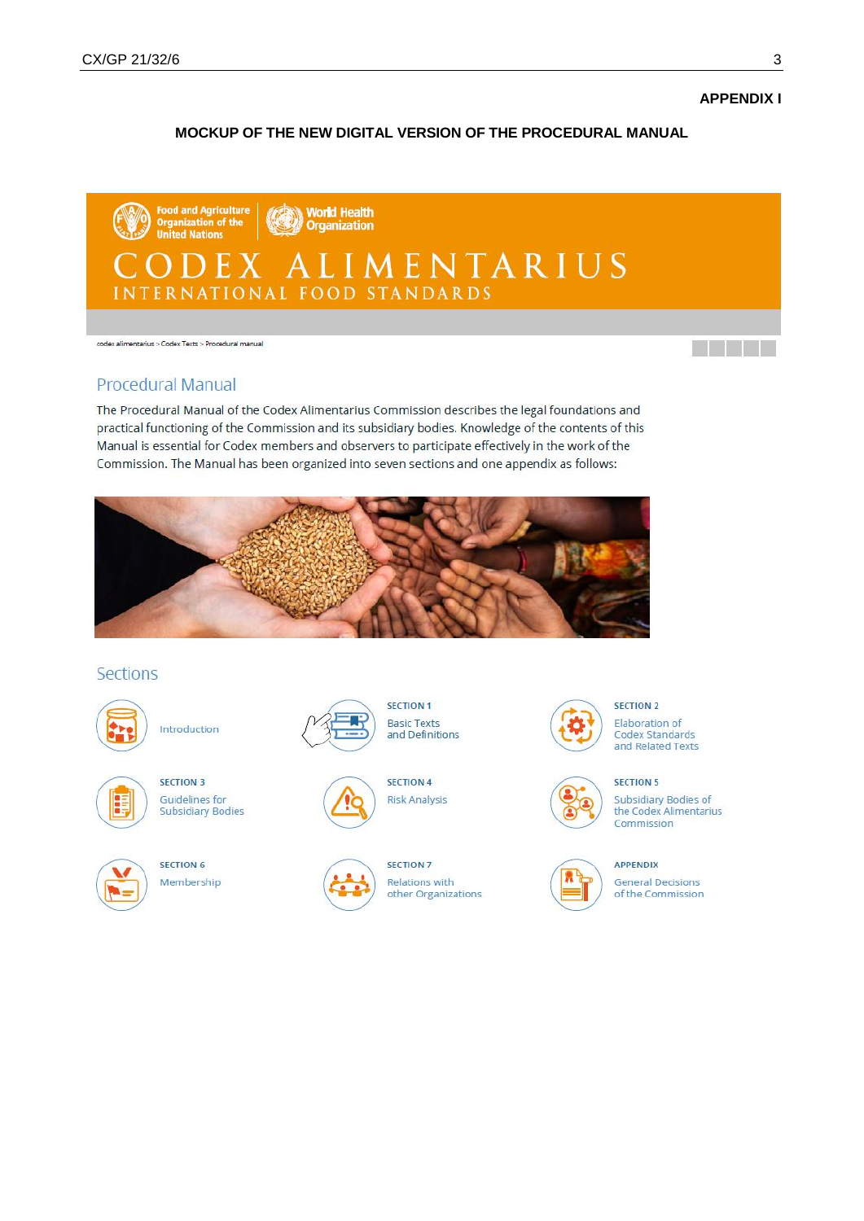**APPENDIX I**

**MOCKUP OF THE NEW DIGITAL VERSION OF THE PROCEDURAL MANUAL**

Food and Agriculture Organization of the United Nations | World Health Organization

CODEX ALIMENTARIUS
INTERNATIONAL FOOD STANDARDS

codex alimentarius > Codex Texts > Procedural manual

## Procedural Manual

The Procedural Manual of the Codex Alimentarius Commission describes the legal foundations and practical functioning of the Commission and its subsidiary bodies. Knowledge of the contents of this Manual is essential for Codex members and observers to participate effectively in the work of the Commission. The Manual has been organized into seven sections and one appendix as follows:

## Sections

Introduction

SECTION 1
Basic Texts and Definitions

SECTION 2
Elaboration of Codex Standards and Related Texts

SECTION 3
Guidelines for Subsidiary Bodies

SECTION 4
Risk Analysis

SECTION 5
Subsidiary Bodies of the Codex Alimentarius Commission

SECTION 6
Membership

SECTION 7
Relations with other Organizations

APPENDIX
General Decisions of the Commission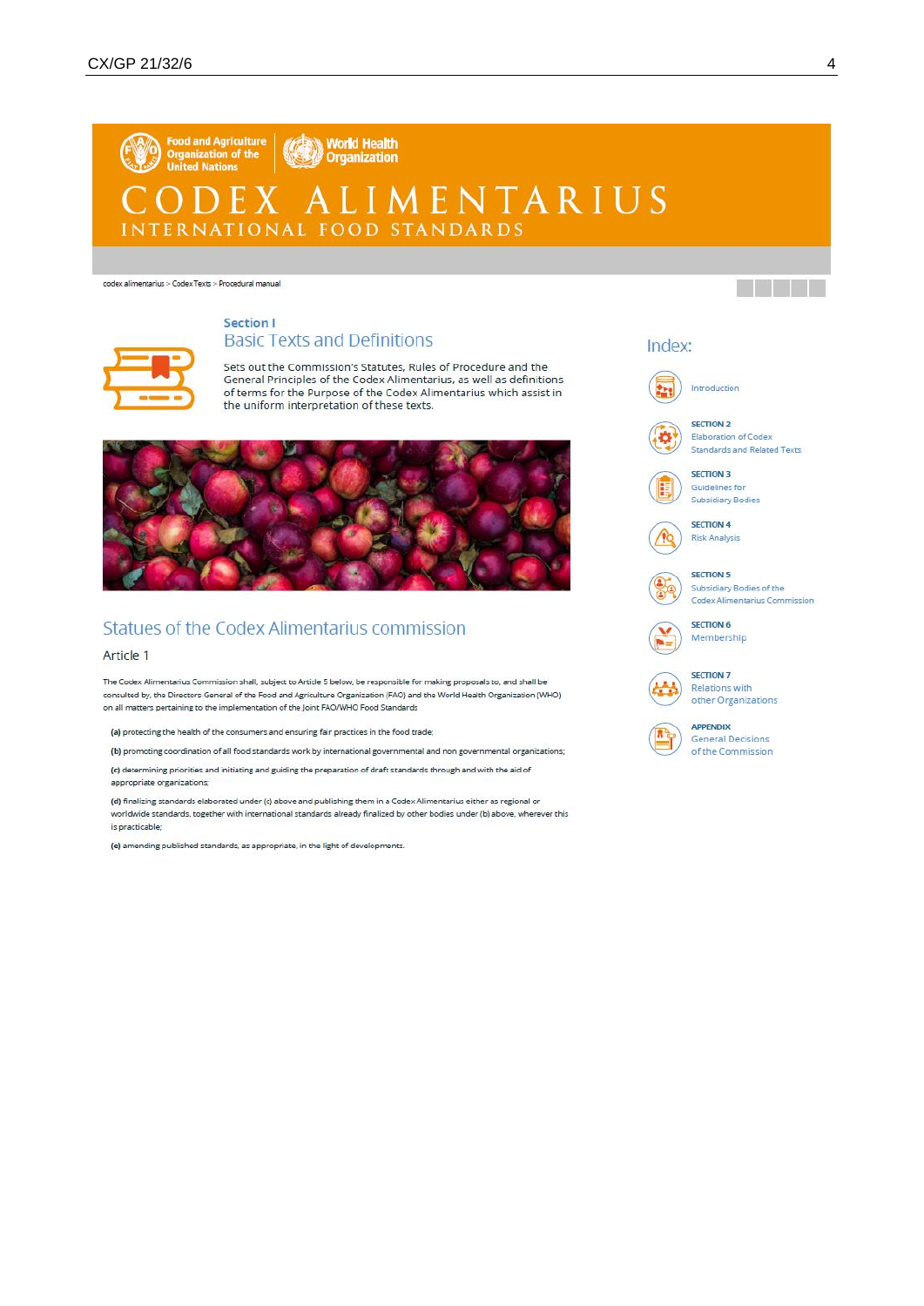Food and Agriculture Organization of the United Nations | World Health Organization

# CODEX ALIMENTARIUS

INTERNATIONAL FOOD STANDARDS

codex alimentarius > Codex Texts > Procedural manual

**Section I**

## Basic Texts and Definitions

Sets out the Commission's Statutes, Rules of Procedure and the General Principles of the Codex Alimentarius, as well as definitions of terms for the Purpose of the Codex Alimentarius which assist in the uniform interpretation of these texts.

## Statues of the Codex Alimentarius commission

### Article 1

The Codex Alimentarius Commission shall, subject to Article 5 below, be responsible for making proposals to, and shall be consulted by, the Directors General of the Food and Agriculture Organization (FAO) and the World Health Organization (WHO) on all matters pertaining to the implementation of the Joint FAO/WHO Food Standards

**(a)** protecting the health of the consumers and ensuring fair practices in the food trade;

**(b)** promoting coordination of all food standards work by international governmental and non governmental organizations;

**(c)** determining priorities and initiating and guiding the preparation of draft standards through and with the aid of appropriate organizations;

**(d)** finalizing standards elaborated under (c) above and publishing them in a Codex Alimentarius either as regional or worldwide standards, together with international standards already finalized by other bodies under (b) above, wherever this is practicable;

**(e)** amending published standards, as appropriate, in the light of developments.

**Index:**

- Introduction
- **SECTION 2** Elaboration of Codex Standards and Related Texts
- **SECTION 3** Guidelines for Subsidiary Bodies
- **SECTION 4** Risk Analysis
- **SECTION 5** Subsidiary Bodies of the Codex Alimentarius Commission
- **SECTION 6** Membership
- **SECTION 7** Relations with other Organizations
- **APPENDIX** General Decisions of the Commission